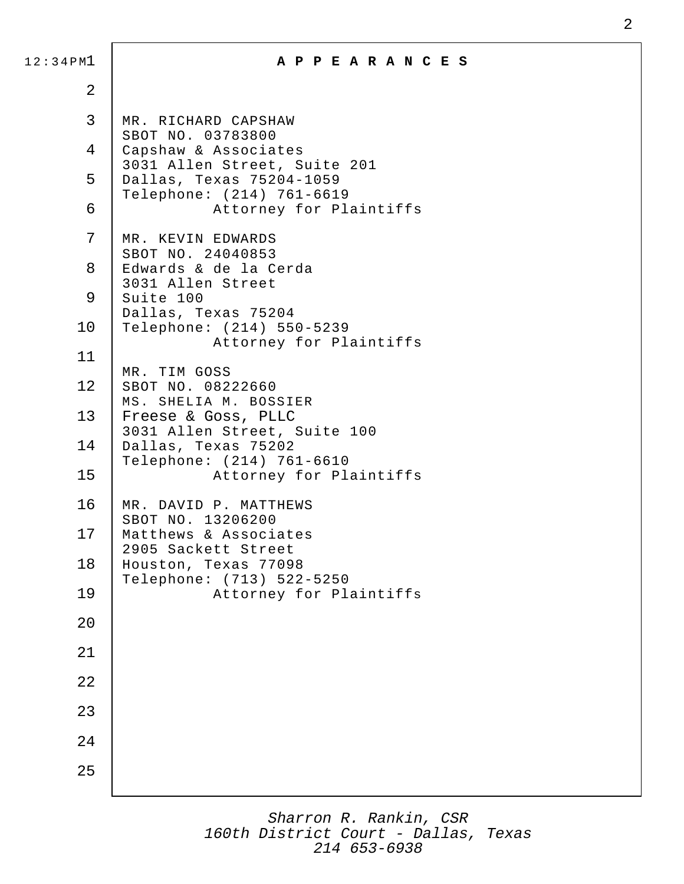# A P P E A R A N C E S

MR. RICHARD CAPSHAW
SBOT NO. 03783800
Capshaw & Associates
3031 Allen Street, Suite 201
Dallas, Texas 75204-1059
Telephone: (214) 761-6619
Attorney for Plaintiffs

MR. KEVIN EDWARDS
SBOT NO. 24040853
Edwards & de la Cerda
3031 Allen Street
Suite 100
Dallas, Texas 75204
Telephone: (214) 550-5239
Attorney for Plaintiffs

MR. TIM GOSS
SBOT NO. 08222660
MS. SHELIA M. BOSSIER
Freese & Goss, PLLC
3031 Allen Street, Suite 100
Dallas, Texas 75202
Telephone: (214) 761-6610
Attorney for Plaintiffs

MR. DAVID P. MATTHEWS
SBOT NO. 13206200
Matthews & Associates
2905 Sackett Street
Houston, Texas 77098
Telephone: (713) 522-5250
Attorney for Plaintiffs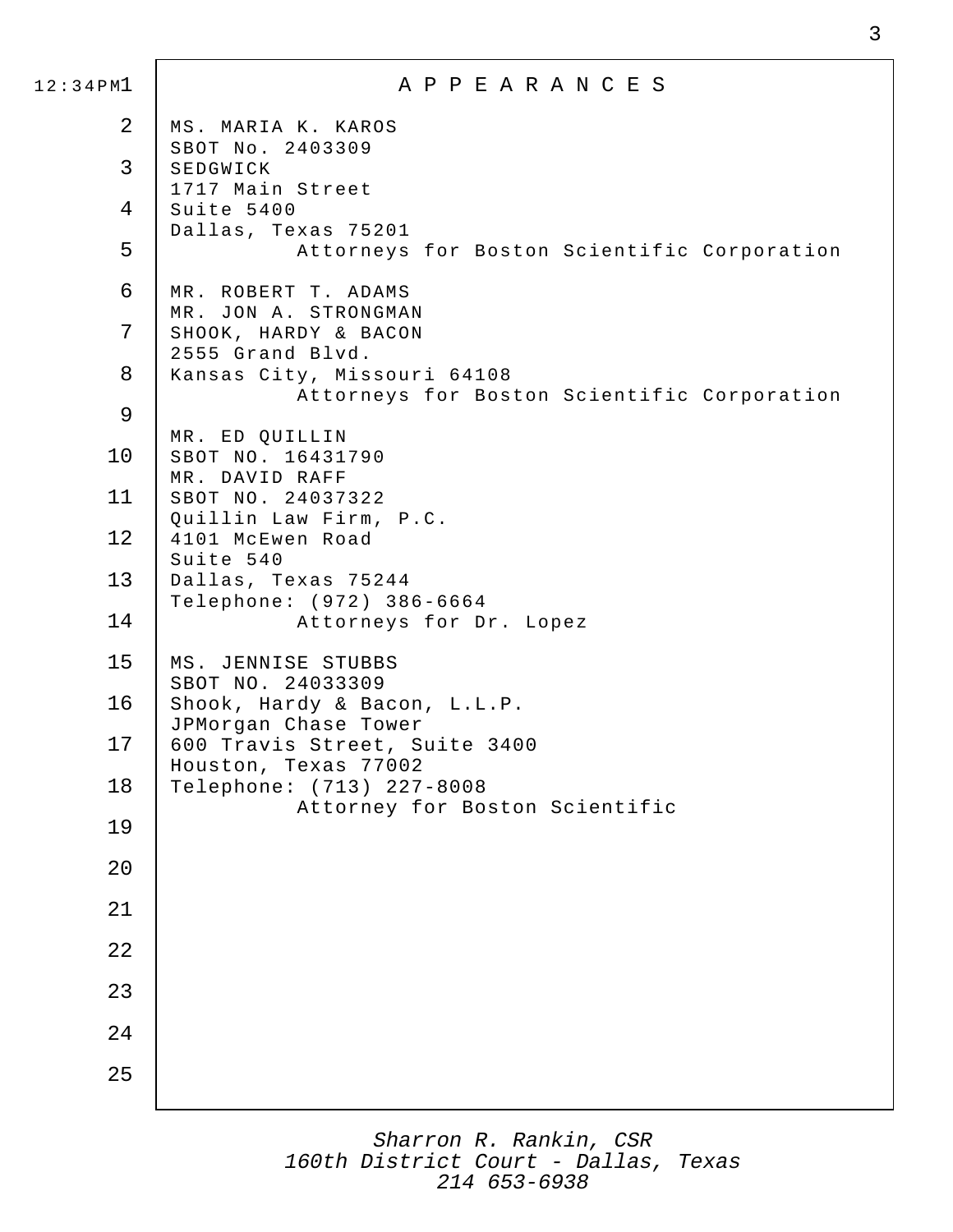# A P P E A R A N C E S

MS. MARIA K. KAROS
SBOT No. 2403309
SEDGWICK
1717 Main Street
Suite 5400
Dallas, Texas 75201
Attorneys for Boston Scientific Corporation

MR. ROBERT T. ADAMS
MR. JON A. STRONGMAN
SHOOK, HARDY & BACON
2555 Grand Blvd.
Kansas City, Missouri 64108
Attorneys for Boston Scientific Corporation

MR. ED QUILLIN
SBOT NO. 16431790
MR. DAVID RAFF
SBOT NO. 24037322
Quillin Law Firm, P.C.
4101 McEwen Road
Suite 540
Dallas, Texas 75244
Telephone: (972) 386-6664
Attorneys for Dr. Lopez

MS. JENNISE STUBBS
SBOT NO. 24033309
Shook, Hardy & Bacon, L.L.P.
JPMorgan Chase Tower
600 Travis Street, Suite 3400
Houston, Texas 77002
Telephone: (713) 227-8008
Attorney for Boston Scientific